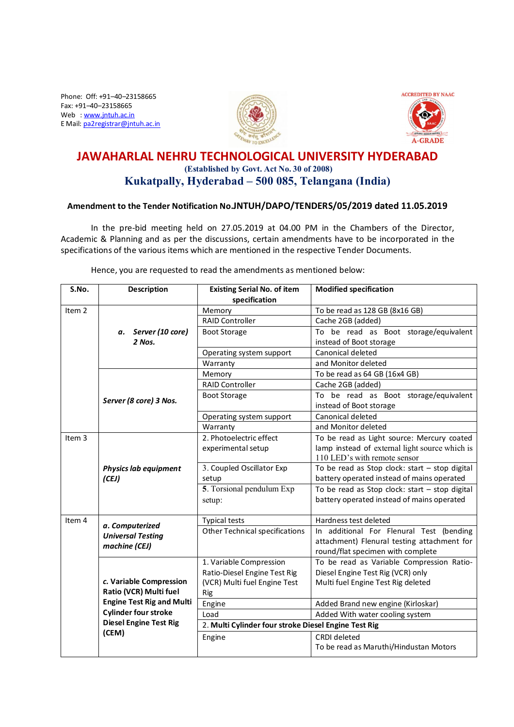Phone: Off: +91–40–23158665
Fax: +91–40–23158665
Web : www.jntuh.ac.in
E Mail: pa2registrar@jntuh.ac.in

ACCREDITED BY NAAC
A-GRADE

# JAWAHARLAL NEHRU TECHNOLOGICAL UNIVERSITY HYDERABAD

**(Established by Govt. Act No. 30 of 2008)**

## Kukatpally, Hyderabad – 500 085, Telangana (India)

### Amendment to the Tender Notification No.JNTUH/DAPO/TENDERS/05/2019 dated 11.05.2019

In the pre-bid meeting held on 27.05.2019 at 04.00 PM in the Chambers of the Director, Academic & Planning and as per the discussions, certain amendments have to be incorporated in the specifications of the various items which are mentioned in the respective Tender Documents.

Hence, you are requested to read the amendments as mentioned below:

| S.No. | Description | Existing Serial No. of item specification | Modified specification |
|---|---|---|---|
| Item 2 | ***a. Server (10 core) 2 Nos.*** | Memory | To be read as 128 GB (8x16 GB) |
| | | RAID Controller | Cache 2GB (added) |
| | | Boot Storage | To be read as Boot storage/equivalent instead of Boot storage |
| | | Operating system support | Canonical deleted |
| | | Warranty | and Monitor deleted |
| | ***Server (8 core) 3 Nos.*** | Memory | To be read as 64 GB (16x4 GB) |
| | | RAID Controller | Cache 2GB (added) |
| | | Boot Storage | To be read as Boot storage/equivalent instead of Boot storage |
| | | Operating system support | Canonical deleted |
| | | Warranty | and Monitor deleted |
| Item 3 | ***Physics lab equipment (CEJ)*** | 2. Photoelectric effect experimental setup | To be read as Light source: Mercury coated lamp instead of external light source which is 110 LED's with remote sensor |
| | | 3. Coupled Oscillator Exp setup | To be read as Stop clock: start – stop digital battery operated instead of mains operated |
| | | 5. Torsional pendulum Exp setup: | To be read as Stop clock: start – stop digital battery operated instead of mains operated |
| Item 4 | ***a. Computerized Universal Testing machine (CEJ)*** | Typical tests | Hardness test deleted |
| | | Other Technical specifications | In additional For Flenural Test (bending attachment) Flenural testing attachment for round/flat specimen with complete |
| | **c. Variable Compression Ratio (VCR) Multi fuel Engine Test Rig and Multi Cylinder four stroke Diesel Engine Test Rig (CEM)** | 1. Variable Compression Ratio-Diesel Engine Test Rig (VCR) Multi fuel Engine Test Rig | To be read as Variable Compression Ratio-Diesel Engine Test Rig (VCR) only<br>Multi fuel Engine Test Rig deleted |
| | | Engine | Added Brand new engine (Kirloskar) |
| | | Load | Added With water cooling system |
| | | 2. **Multi Cylinder four stroke Diesel Engine Test Rig** | |
| | | Engine | CRDI deleted<br>To be read as Maruthi/Hindustan Motors |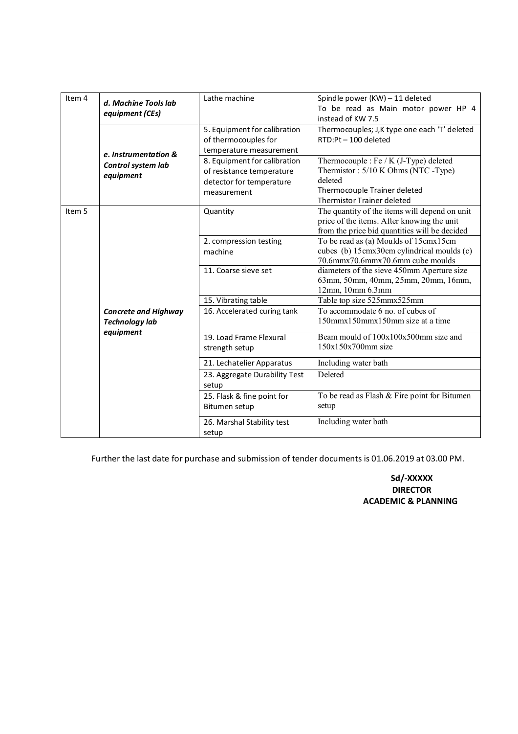| | | | |
|---|---|---|---|
| Item 4 | *d. Machine Tools lab equipment (CEs)* | Lathe machine | Spindle power (KW) – 11 deleted To be read as Main motor power HP 4 instead of KW 7.5 |
| | *e. Instrumentation & Control system lab equipment* | 5. Equipment for calibration of thermocouples for temperature measurement | Thermocouples; J,K type one each 'T' deleted RTD:Pt – 100 deleted |
| | | 8. Equipment for calibration of resistance temperature detector for temperature measurement | Thermocouple : Fe / K (J-Type) deleted Thermistor : 5/10 K Ohms (NTC -Type) deleted Thermocouple Trainer deleted Thermistor Trainer deleted |
| Item 5 | *Concrete and Highway Technology lab equipment* | Quantity | The quantity of the items will depend on unit price of the items. After knowing the unit from the price bid quantities will be decided |
| | | 2. compression testing machine | To be read as (a) Moulds of 15cmx15cm cubes (b) 15cmx30cm cylindrical moulds (c) 70.6mmx70.6mmx70.6mm cube moulds |
| | | 11. Coarse sieve set | diameters of the sieve 450mm Aperture size 63mm, 50mm, 40mm, 25mm, 20mm, 16mm, 12mm, 10mm 6.3mm |
| | | 15. Vibrating table | Table top size 525mmx525mm |
| | | 16. Accelerated curing tank | To accommodate 6 no. of cubes of 150mmx150mmx150mm size at a time |
| | | 19. Load Frame Flexural strength setup | Beam mould of 100x100x500mm size and 150x150x700mm size |
| | | 21. Lechatelier Apparatus | Including water bath |
| | | 23. Aggregate Durability Test setup | Deleted |
| | | 25. Flask & fine point for Bitumen setup | To be read as Flash & Fire point for Bitumen setup |
| | | 26. Marshal Stability test setup | Including water bath |

Further the last date for purchase and submission of tender documents is 01.06.2019 at 03.00 PM.

**Sd/-XXXXX**
**DIRECTOR**
**ACADEMIC & PLANNING**